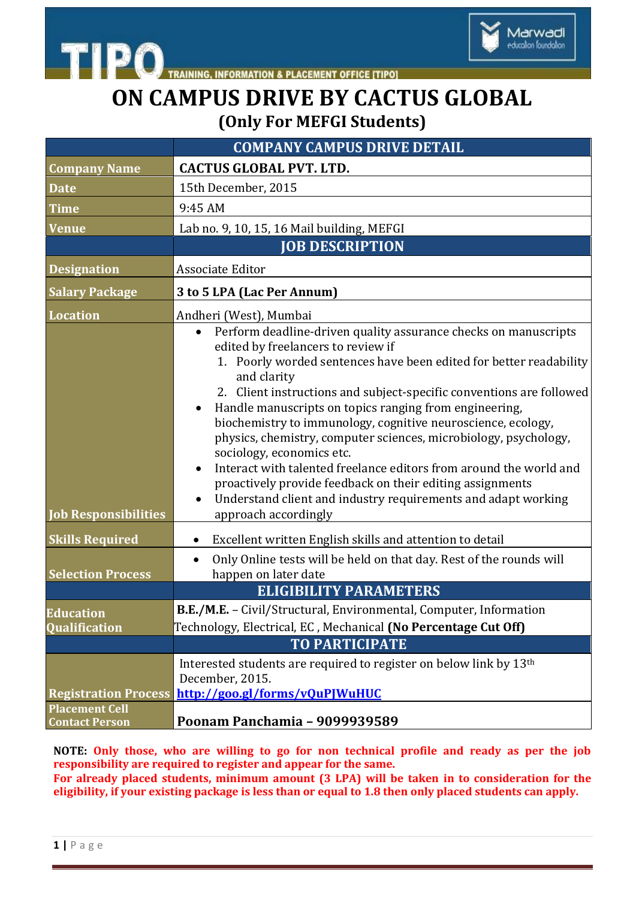TIPO — TRAINING, INFORMATION & PLACEMENT OFFICE [TIPO]

Marwadi education foundation

# ON CAMPUS DRIVE BY CACTUS GLOBAL

## (Only For MEFGI Students)

| | COMPANY CAMPUS DRIVE DETAIL |
|---|---|
| **Company Name** | **CACTUS GLOBAL PVT. LTD.** |
| **Date** | 15th December, 2015 |
| **Time** | 9:45 AM |
| **Venue** | Lab no. 9, 10, 15, 16 Mail building, MEFGI |
| | **JOB DESCRIPTION** |
| **Designation** | Associate Editor |
| **Salary Package** | **3 to 5 LPA (Lac Per Annum)** |
| **Location** | Andheri (West), Mumbai |
| **Job Responsibilities** | • Perform deadline-driven quality assurance checks on manuscripts edited by freelancers to review if<br>1. Poorly worded sentences have been edited for better readability and clarity<br>2. Client instructions and subject-specific conventions are followed<br>• Handle manuscripts on topics ranging from engineering, biochemistry to immunology, cognitive neuroscience, ecology, physics, chemistry, computer sciences, microbiology, psychology, sociology, economics etc.<br>• Interact with talented freelance editors from around the world and proactively provide feedback on their editing assignments<br>• Understand client and industry requirements and adapt working approach accordingly |
| **Skills Required** | • Excellent written English skills and attention to detail |
| **Selection Process** | • Only Online tests will be held on that day. Rest of the rounds will happen on later date |
| | **ELIGIBILITY PARAMETERS** |
| **Education Qualification** | **B.E./M.E.** – Civil/Structural, Environmental, Computer, Information Technology, Electrical, EC , Mechanical **(No Percentage Cut Off)** |
| | **TO PARTICIPATE** |
| **Registration Process** | Interested students are required to register on below link by 13th December, 2015.<br>**http://goo.gl/forms/vQuPJWuHUC** |
| **Placement Cell Contact Person** | **Poonam Panchamia – 9099939589** |

**NOTE: Only those, who are willing to go for non technical profile and ready as per the job responsibility are required to register and appear for the same.**
**For already placed students, minimum amount (3 LPA) will be taken in to consideration for the eligibility, if your existing package is less than or equal to 1.8 then only placed students can apply.**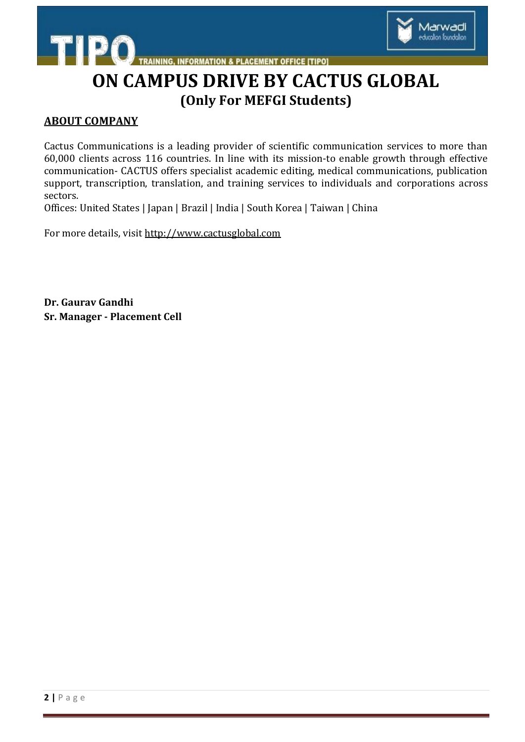# ON CAMPUS DRIVE BY CACTUS GLOBAL

## (Only For MEFGI Students)

**ABOUT COMPANY**

Cactus Communications is a leading provider of scientific communication services to more than 60,000 clients across 116 countries. In line with its mission-to enable growth through effective communication- CACTUS offers specialist academic editing, medical communications, publication support, transcription, translation, and training services to individuals and corporations across sectors.

Offices: United States | Japan | Brazil | India | South Korea | Taiwan | China

For more details, visit http://www.cactusglobal.com

**Dr. Gaurav Gandhi**
**Sr. Manager - Placement Cell**